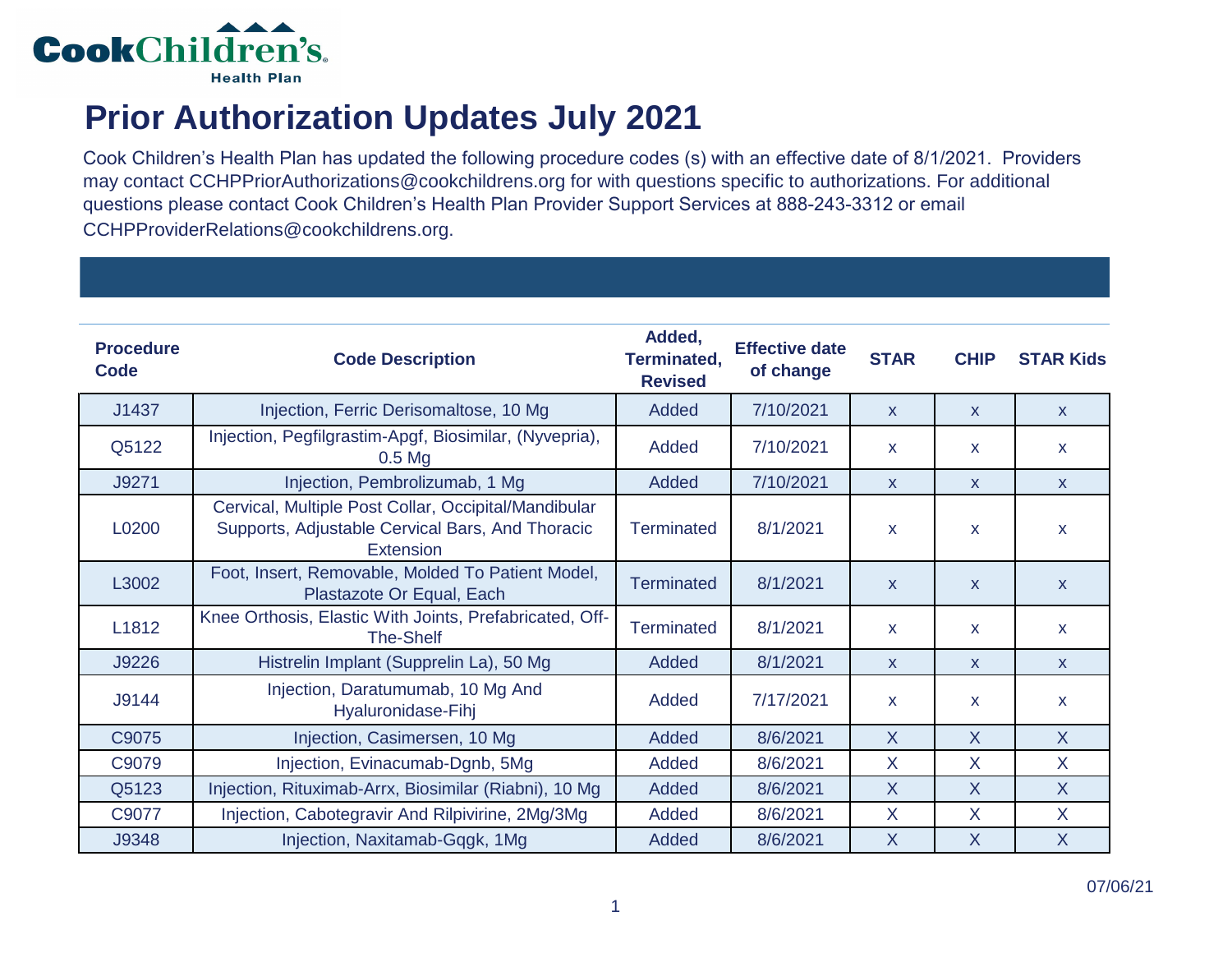Cook Children's Health Plan

# Prior Authorization Updates July 2021

Cook Children's Health Plan has updated the following procedure codes (s) with an effective date of 8/1/2021. Providers may contact CCHPPriorAuthorizations@cookchildrens.org for with questions specific to authorizations. For additional questions please contact Cook Children's Health Plan Provider Support Services at 888-243-3312 or email CCHPProviderRelations@cookchildrens.org.

| Procedure Code | Code Description | Added, Terminated, Revised | Effective date of change | STAR | CHIP | STAR Kids |
|---|---|---|---|---|---|---|
| J1437 | Injection, Ferric Derisomaltose, 10 Mg | Added | 7/10/2021 | x | x | x |
| Q5122 | Injection, Pegfilgrastim-Apgf, Biosimilar, (Nyvepria), 0.5 Mg | Added | 7/10/2021 | x | x | x |
| J9271 | Injection, Pembrolizumab, 1 Mg | Added | 7/10/2021 | x | x | x |
| L0200 | Cervical, Multiple Post Collar, Occipital/Mandibular Supports, Adjustable Cervical Bars, And Thoracic Extension | Terminated | 8/1/2021 | x | x | x |
| L3002 | Foot, Insert, Removable, Molded To Patient Model, Plastazote Or Equal, Each | Terminated | 8/1/2021 | x | x | x |
| L1812 | Knee Orthosis, Elastic With Joints, Prefabricated, Off-The-Shelf | Terminated | 8/1/2021 | x | x | x |
| J9226 | Histrelin Implant (Supprelin La), 50 Mg | Added | 8/1/2021 | x | x | x |
| J9144 | Injection, Daratumumab, 10 Mg And Hyaluronidase-Fihj | Added | 7/17/2021 | x | x | x |
| C9075 | Injection, Casimersen, 10 Mg | Added | 8/6/2021 | X | X | X |
| C9079 | Injection, Evinacumab-Dgnb, 5Mg | Added | 8/6/2021 | X | X | X |
| Q5123 | Injection, Rituximab-Arrx, Biosimilar (Riabni), 10 Mg | Added | 8/6/2021 | X | X | X |
| C9077 | Injection, Cabotegravir And Rilpivirine, 2Mg/3Mg | Added | 8/6/2021 | X | X | X |
| J9348 | Injection, Naxitamab-Gqgk, 1Mg | Added | 8/6/2021 | X | X | X |

07/06/21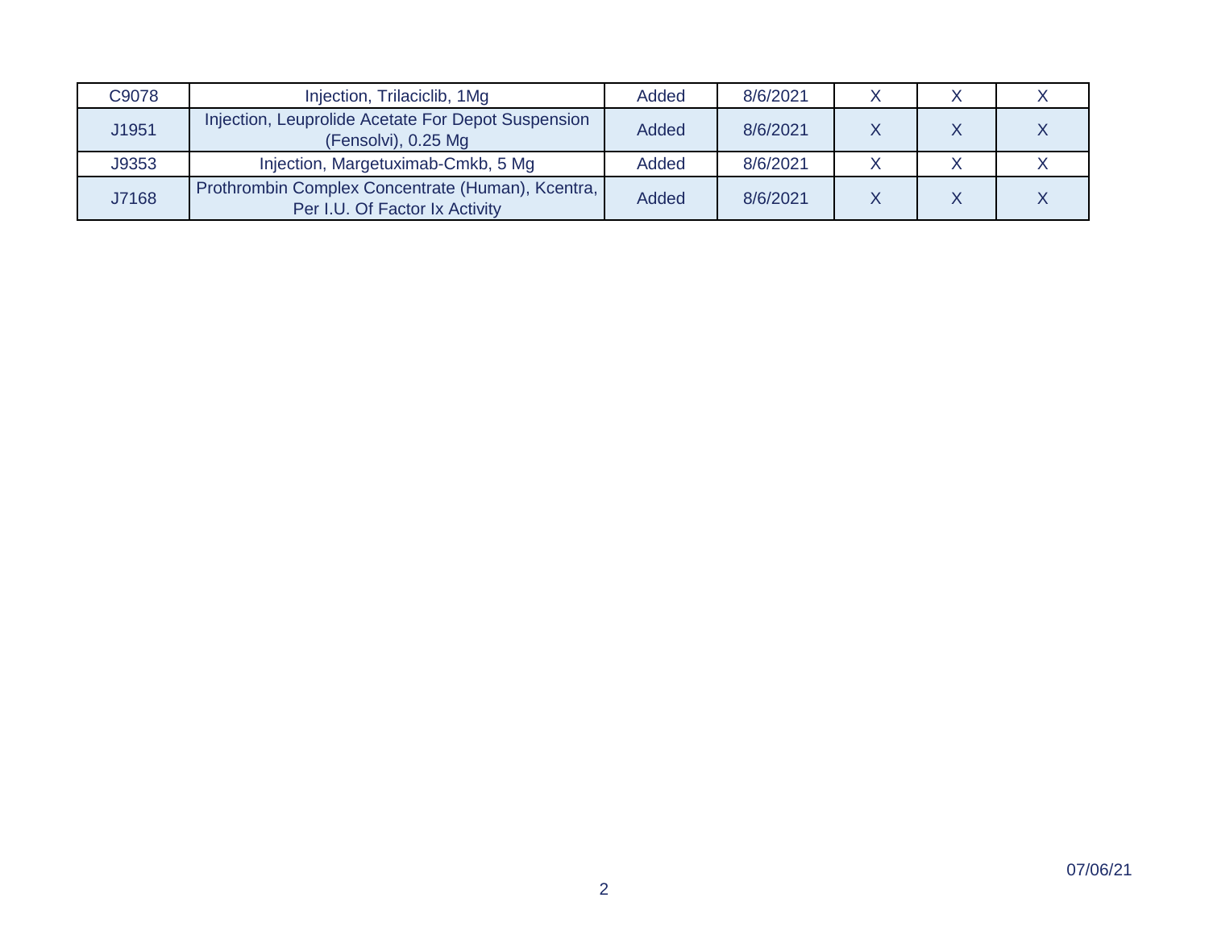| | | | | | | |
|---|---|---|---|---|---|---|
| C9078 | Injection, Trilaciclib, 1Mg | Added | 8/6/2021 | X | X | X |
| J1951 | Injection, Leuprolide Acetate For Depot Suspension (Fensolvi), 0.25 Mg | Added | 8/6/2021 | X | X | X |
| J9353 | Injection, Margetuximab-Cmkb, 5 Mg | Added | 8/6/2021 | X | X | X |
| J7168 | Prothrombin Complex Concentrate (Human), Kcentra, Per I.U. Of Factor Ix Activity | Added | 8/6/2021 | X | X | X |

07/06/21